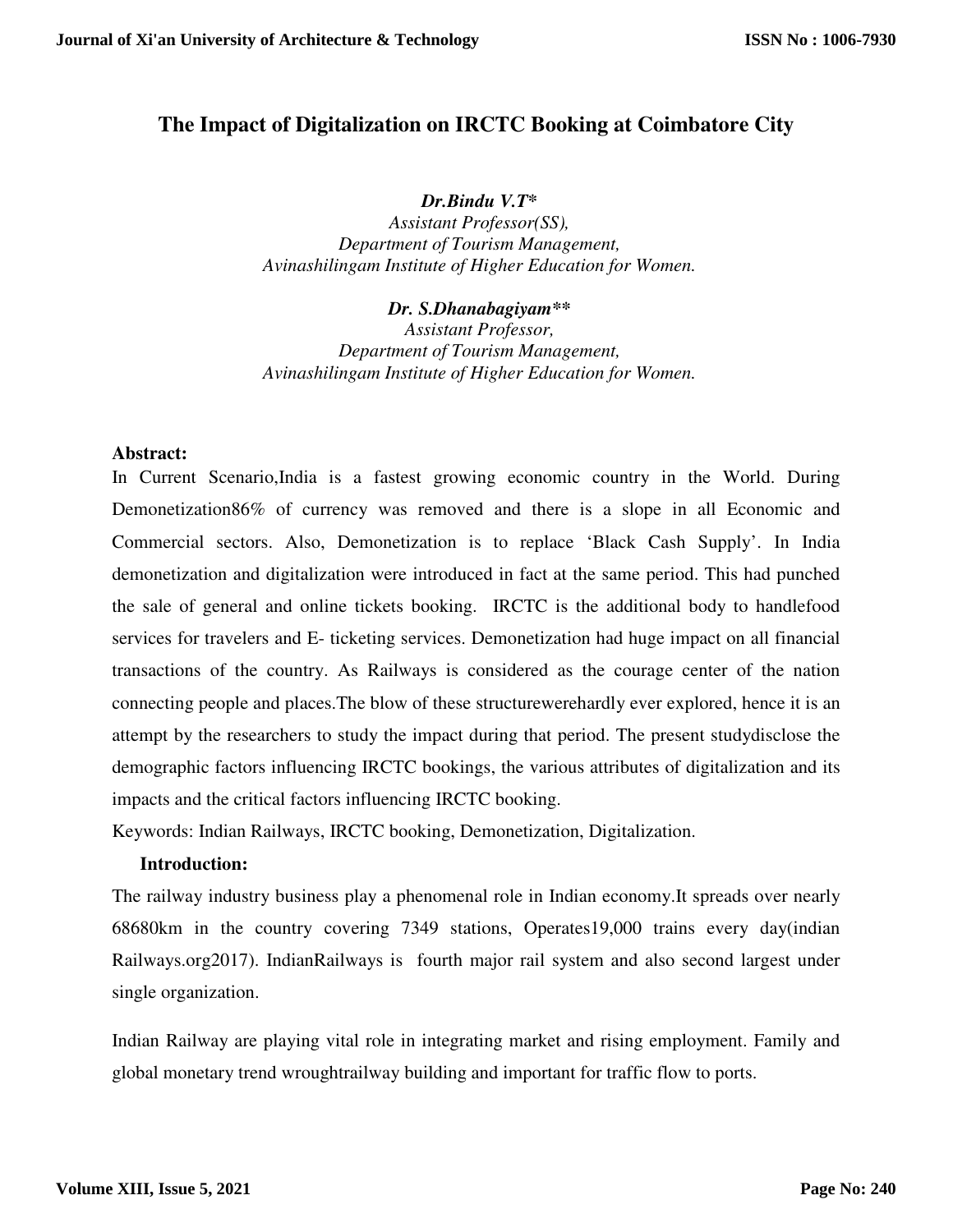# The Impact of Digitalization on IRCTC Booking at Coimbatore City

***Dr.Bindu V.T****
*Assistant Professor(SS),*
*Department of Tourism Management,*
*Avinashilingam Institute of Higher Education for Women.*

***Dr. S.Dhanabagiyam****
*Assistant Professor,*
*Department of Tourism Management,*
*Avinashilingam Institute of Higher Education for Women.*

**Abstract:**

In Current Scenario,India is a fastest growing economic country in the World. During Demonetization86% of currency was removed and there is a slope in all Economic and Commercial sectors. Also, Demonetization is to replace 'Black Cash Supply'. In India demonetization and digitalization were introduced in fact at the same period. This had punched the sale of general and online tickets booking. IRCTC is the additional body to handlefood services for travelers and E- ticketing services. Demonetization had huge impact on all financial transactions of the country. As Railways is considered as the courage center of the nation connecting people and places.The blow of these structurewerehardly ever explored, hence it is an attempt by the researchers to study the impact during that period. The present studydisclose the demographic factors influencing IRCTC bookings, the various attributes of digitalization and its impacts and the critical factors influencing IRCTC booking.

Keywords: Indian Railways, IRCTC booking, Demonetization, Digitalization.

**Introduction:**

The railway industry business play a phenomenal role in Indian economy.It spreads over nearly 68680km in the country covering 7349 stations, Operates19,000 trains every day(indian Railways.org2017). IndianRailways is fourth major rail system and also second largest under single organization.

Indian Railway are playing vital role in integrating market and rising employment. Family and global monetary trend wroughtrailway building and important for traffic flow to ports.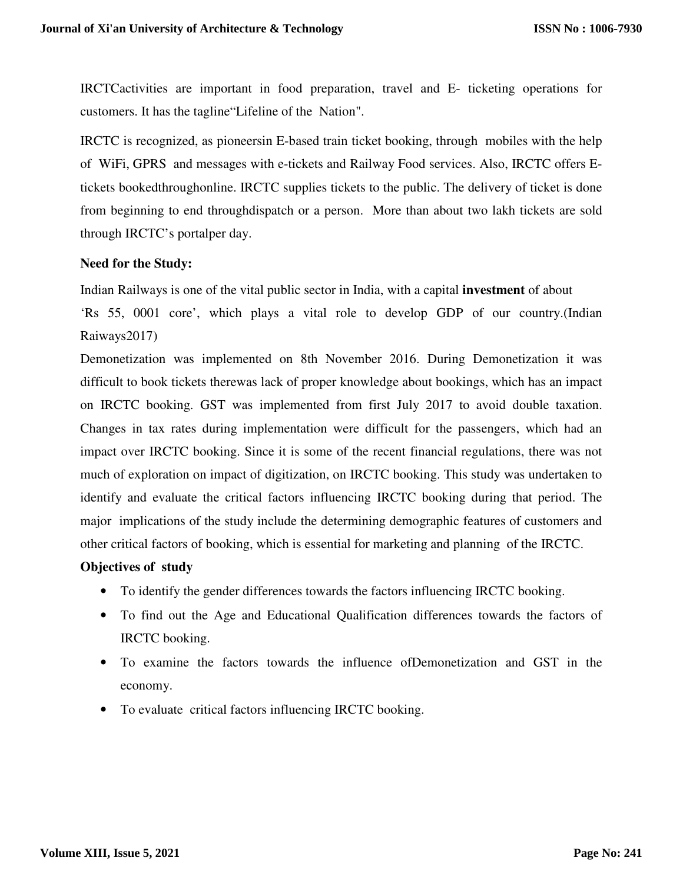IRCTCactivities are important in food preparation, travel and E- ticketing operations for customers. It has the tagline"Lifeline of the Nation".

IRCTC is recognized, as pioneersin E-based train ticket booking, through mobiles with the help of WiFi, GPRS and messages with e-tickets and Railway Food services. Also, IRCTC offers E-tickets bookedthroughonline. IRCTC supplies tickets to the public. The delivery of ticket is done from beginning to end throughdispatch or a person. More than about two lakh tickets are sold through IRCTC's portalper day.

**Need for the Study:**

Indian Railways is one of the vital public sector in India, with a capital **investment** of about 'Rs 55, 0001 core', which plays a vital role to develop GDP of our country.(Indian Raiways2017)

Demonetization was implemented on 8th November 2016. During Demonetization it was difficult to book tickets therewas lack of proper knowledge about bookings, which has an impact on IRCTC booking. GST was implemented from first July 2017 to avoid double taxation. Changes in tax rates during implementation were difficult for the passengers, which had an impact over IRCTC booking. Since it is some of the recent financial regulations, there was not much of exploration on impact of digitization, on IRCTC booking. This study was undertaken to identify and evaluate the critical factors influencing IRCTC booking during that period. The major implications of the study include the determining demographic features of customers and other critical factors of booking, which is essential for marketing and planning of the IRCTC.

**Objectives of study**

- To identify the gender differences towards the factors influencing IRCTC booking.
- To find out the Age and Educational Qualification differences towards the factors of IRCTC booking.
- To examine the factors towards the influence ofDemonetization and GST in the economy.
- To evaluate critical factors influencing IRCTC booking.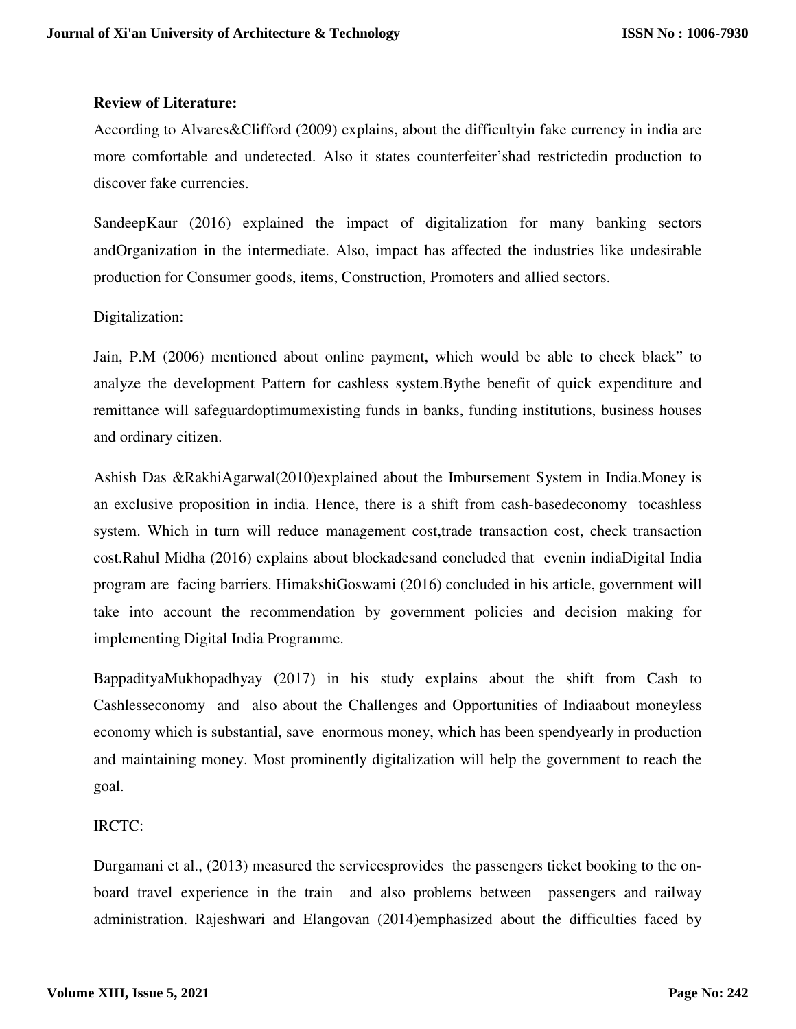**Review of Literature:**

According to Alvares&Clifford (2009) explains, about the difficultyin fake currency in india are more comfortable and undetected. Also it states counterfeiter'shad restrictedin production to discover fake currencies.

SandeepKaur (2016) explained the impact of digitalization for many banking sectors andOrganization in the intermediate. Also, impact has affected the industries like undesirable production for Consumer goods, items, Construction, Promoters and allied sectors.

Digitalization:

Jain, P.M (2006) mentioned about online payment, which would be able to check black" to analyze the development Pattern for cashless system.Bythe benefit of quick expenditure and remittance will safeguardoptimumexisting funds in banks, funding institutions, business houses and ordinary citizen.

Ashish Das &RakhiAgarwal(2010)explained about the Imbursement System in India.Money is an exclusive proposition in india. Hence, there is a shift from cash-basedeconomy tocashless system. Which in turn will reduce management cost,trade transaction cost, check transaction cost.Rahul Midha (2016) explains about blockadesand concluded that evenin indiaDigital India program are facing barriers. HimakshiGoswami (2016) concluded in his article, government will take into account the recommendation by government policies and decision making for implementing Digital India Programme.

BappadityaMukhopadhyay (2017) in his study explains about the shift from Cash to Cashlesseconomy and also about the Challenges and Opportunities of Indiaabout moneyless economy which is substantial, save enormous money, which has been spendyearly in production and maintaining money. Most prominently digitalization will help the government to reach the goal.

IRCTC:

Durgamani et al., (2013) measured the servicesprovides the passengers ticket booking to the on-board travel experience in the train and also problems between passengers and railway administration. Rajeshwari and Elangovan (2014)emphasized about the difficulties faced by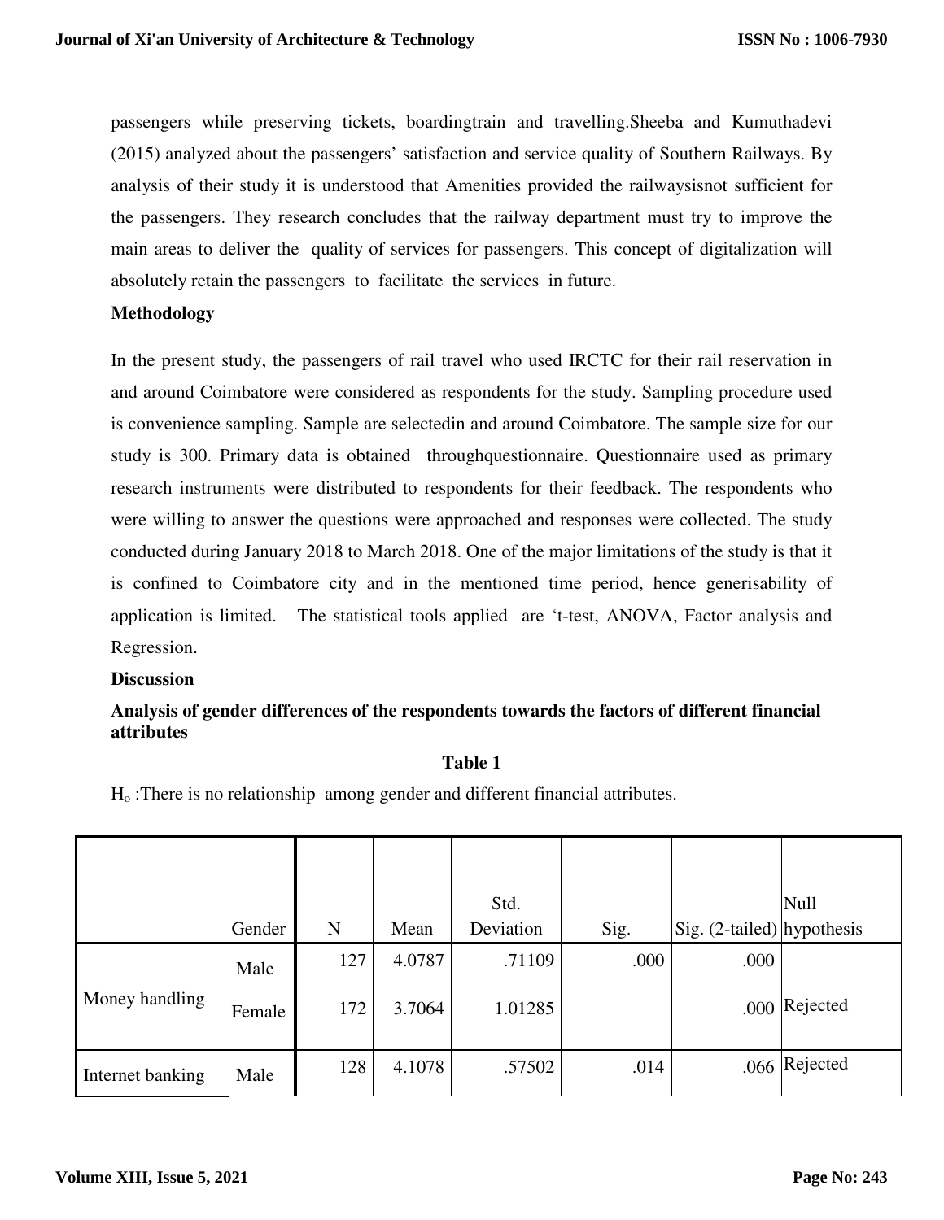passengers while preserving tickets, boardingtrain and travelling.Sheeba and Kumuthadevi (2015) analyzed about the passengers' satisfaction and service quality of Southern Railways. By analysis of their study it is understood that Amenities provided the railwaysisnot sufficient for the passengers. They research concludes that the railway department must try to improve the main areas to deliver the quality of services for passengers. This concept of digitalization will absolutely retain the passengers to facilitate the services in future.

**Methodology**

In the present study, the passengers of rail travel who used IRCTC for their rail reservation in and around Coimbatore were considered as respondents for the study. Sampling procedure used is convenience sampling. Sample are selectedin and around Coimbatore. The sample size for our study is 300. Primary data is obtained throughquestionnaire. Questionnaire used as primary research instruments were distributed to respondents for their feedback. The respondents who were willing to answer the questions were approached and responses were collected. The study conducted during January 2018 to March 2018. One of the major limitations of the study is that it is confined to Coimbatore city and in the mentioned time period, hence generisability of application is limited. The statistical tools applied are 't-test, ANOVA, Factor analysis and Regression.

**Discussion**

**Analysis of gender differences of the respondents towards the factors of different financial attributes**

**Table 1**

$H_o$ :There is no relationship among gender and different financial attributes.

| | Gender | N | Mean | Std. Deviation | Sig. | Sig. (2-tailed) | Null hypothesis |
|---|---|---|---|---|---|---|---|
| Money handling | Male | 127 | 4.0787 | .71109 | .000 | .000 | |
| | Female | 172 | 3.7064 | 1.01285 | | .000 | Rejected |
| Internet banking | Male | 128 | 4.1078 | .57502 | .014 | .066 | Rejected |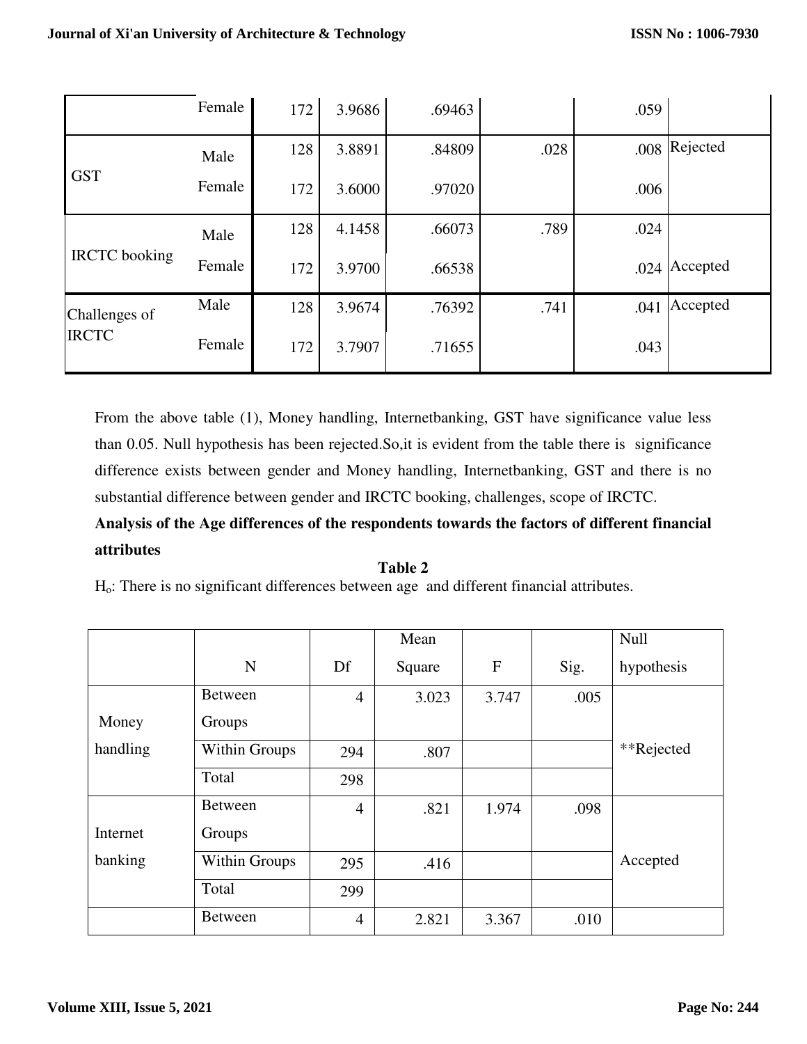| | | | | | | | |
|---|---|---|---|---|---|---|---|
| | Female | 172 | 3.9686 | .69463 | | .059 | |
| GST | Male | 128 | 3.8891 | .84809 | .028 | .008 | Rejected |
| | Female | 172 | 3.6000 | .97020 | | .006 | |
| IRCTC booking | Male | 128 | 4.1458 | .66073 | .789 | .024 | |
| | Female | 172 | 3.9700 | .66538 | | .024 | Accepted |
| Challenges of IRCTC | Male | 128 | 3.9674 | .76392 | .741 | .041 | Accepted |
| | Female | 172 | 3.7907 | .71655 | | .043 | |

From the above table (1), Money handling, Internetbanking, GST have significance value less than 0.05. Null hypothesis has been rejected.So,it is evident from the table there is significance difference exists between gender and Money handling, Internetbanking, GST and there is no substantial difference between gender and IRCTC booking, challenges, scope of IRCTC.

**Analysis of the Age differences of the respondents towards the factors of different financial attributes**

**Table 2**

$H_o$: There is no significant differences between age and different financial attributes.

| | N | Df | Mean Square | F | Sig. | Null hypothesis |
|---|---|---|---|---|---|---|
| Money handling | Between Groups | 4 | 3.023 | 3.747 | .005 | **Rejected |
| | Within Groups | 294 | .807 | | | |
| | Total | 298 | | | | |
| Internet banking | Between Groups | 4 | .821 | 1.974 | .098 | Accepted |
| | Within Groups | 295 | .416 | | | |
| | Total | 299 | | | | |
| | Between | 4 | 2.821 | 3.367 | .010 | |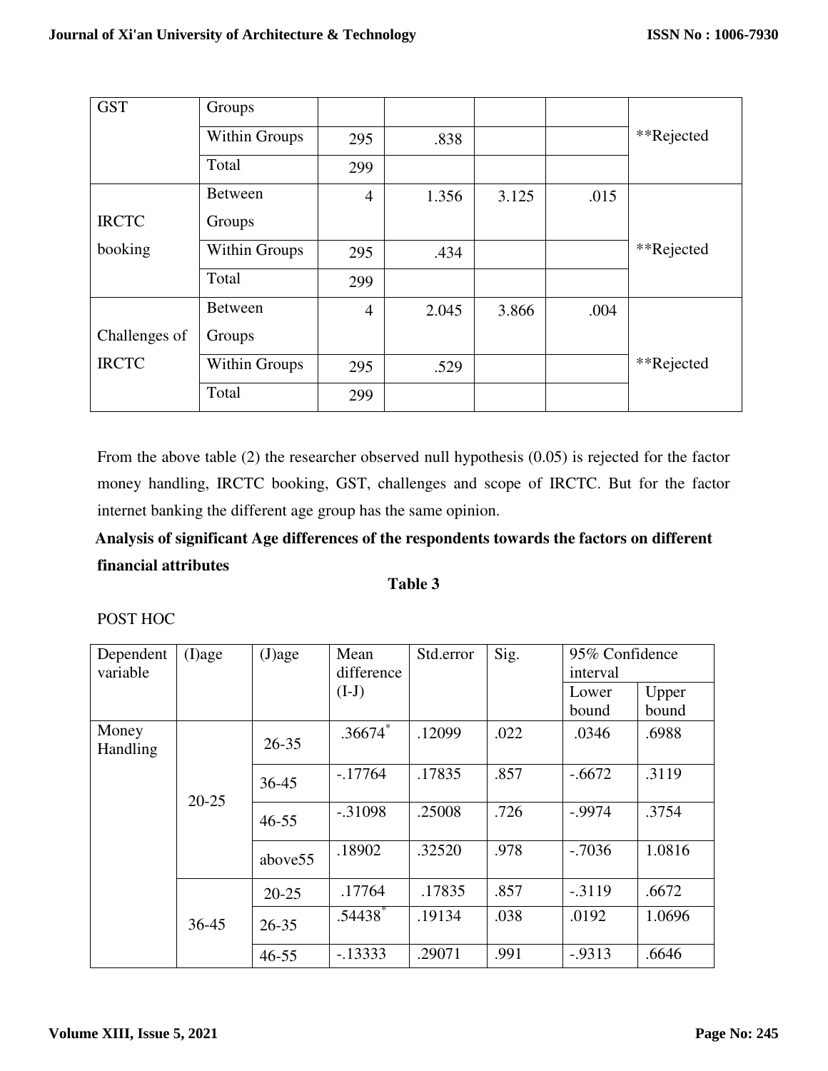| | | | | | | |
|---|---|---|---|---|---|---|
| GST | Groups | | | | | **Rejected |
| | Within Groups | 295 | .838 | | | |
| | Total | 299 | | | | |
| IRCTC booking | Between Groups | 4 | 1.356 | 3.125 | .015 | **Rejected |
| | Within Groups | 295 | .434 | | | |
| | Total | 299 | | | | |
| Challenges of IRCTC | Between Groups | 4 | 2.045 | 3.866 | .004 | **Rejected |
| | Within Groups | 295 | .529 | | | |
| | Total | 299 | | | | |

From the above table (2) the researcher observed null hypothesis (0.05) is rejected for the factor money handling, IRCTC booking, GST, challenges and scope of IRCTC. But for the factor internet banking the different age group has the same opinion.

**Analysis of significant Age differences of the respondents towards the factors on different financial attributes**

**Table 3**

POST HOC

| Dependent variable | (I)age | (J)age | Mean difference (I-J) | Std.error | Sig. | 95% Confidence interval | |
|---|---|---|---|---|---|---|---|
| | | | | | | Lower bound | Upper bound |
| Money Handling | 20-25 | 26-35 | .36674* | .12099 | .022 | .0346 | .6988 |
| | | 36-45 | -.17764 | .17835 | .857 | -.6672 | .3119 |
| | | 46-55 | -.31098 | .25008 | .726 | -.9974 | .3754 |
| | | above55 | .18902 | .32520 | .978 | -.7036 | 1.0816 |
| | 36-45 | 20-25 | .17764 | .17835 | .857 | -.3119 | .6672 |
| | | 26-35 | .54438* | .19134 | .038 | .0192 | 1.0696 |
| | | 46-55 | -.13333 | .29071 | .991 | -.9313 | .6646 |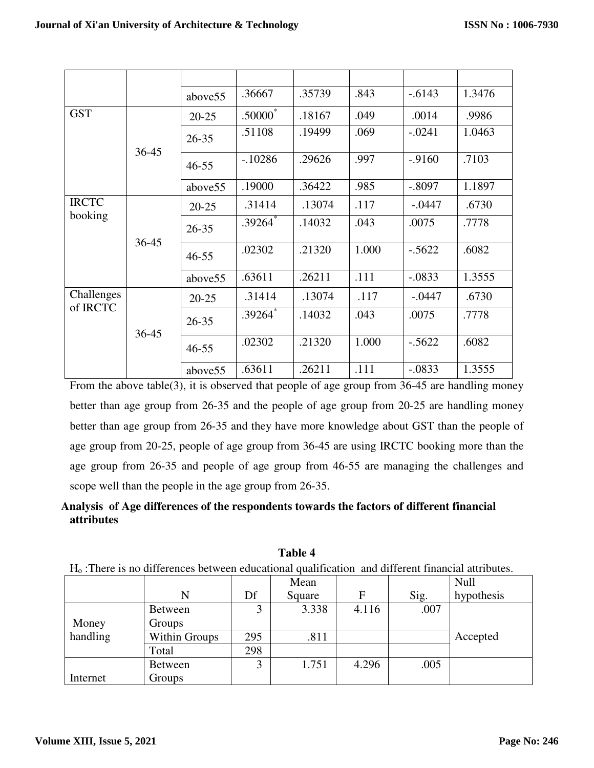| | | | | | | | |
|---|---|---|---|---|---|---|---|
| | | | | | | | |
| | | above55 | .36667 | .35739 | .843 | -.6143 | 1.3476 |
| GST | 36-45 | 20-25 | .50000* | .18167 | .049 | .0014 | .9986 |
| | | 26-35 | .51108 | .19499 | .069 | -.0241 | 1.0463 |
| | | 46-55 | -.10286 | .29626 | .997 | -.9160 | .7103 |
| | | above55 | .19000 | .36422 | .985 | -.8097 | 1.1897 |
| IRCTC booking | 36-45 | 20-25 | .31414 | .13074 | .117 | -.0447 | .6730 |
| | | 26-35 | .39264* | .14032 | .043 | .0075 | .7778 |
| | | 46-55 | .02302 | .21320 | 1.000 | -.5622 | .6082 |
| | | above55 | .63611 | .26211 | .111 | -.0833 | 1.3555 |
| Challenges of IRCTC | 36-45 | 20-25 | .31414 | .13074 | .117 | -.0447 | .6730 |
| | | 26-35 | .39264* | .14032 | .043 | .0075 | .7778 |
| | | 46-55 | .02302 | .21320 | 1.000 | -.5622 | .6082 |
| | | above55 | .63611 | .26211 | .111 | -.0833 | 1.3555 |

From the above table(3), it is observed that people of age group from 36-45 are handling money better than age group from 26-35 and the people of age group from 20-25 are handling money better than age group from 26-35 and they have more knowledge about GST than the people of age group from 20-25, people of age group from 36-45 are using IRCTC booking more than the age group from 26-35 and people of age group from 46-55 are managing the challenges and scope well than the people in the age group from 26-35.

**Analysis of Age differences of the respondents towards the factors of different financial attributes**

**Table 4**

$H_o$ :There is no differences between educational qualification and different financial attributes.

| | N | Df | Mean Square | F | Sig. | Null hypothesis |
|---|---|---|---|---|---|---|
| Money handling | Between Groups | 3 | 3.338 | 4.116 | .007 | Accepted |
| | Within Groups | 295 | .811 | | | |
| | Total | 298 | | | | |
| Internet | Between Groups | 3 | 1.751 | 4.296 | .005 | |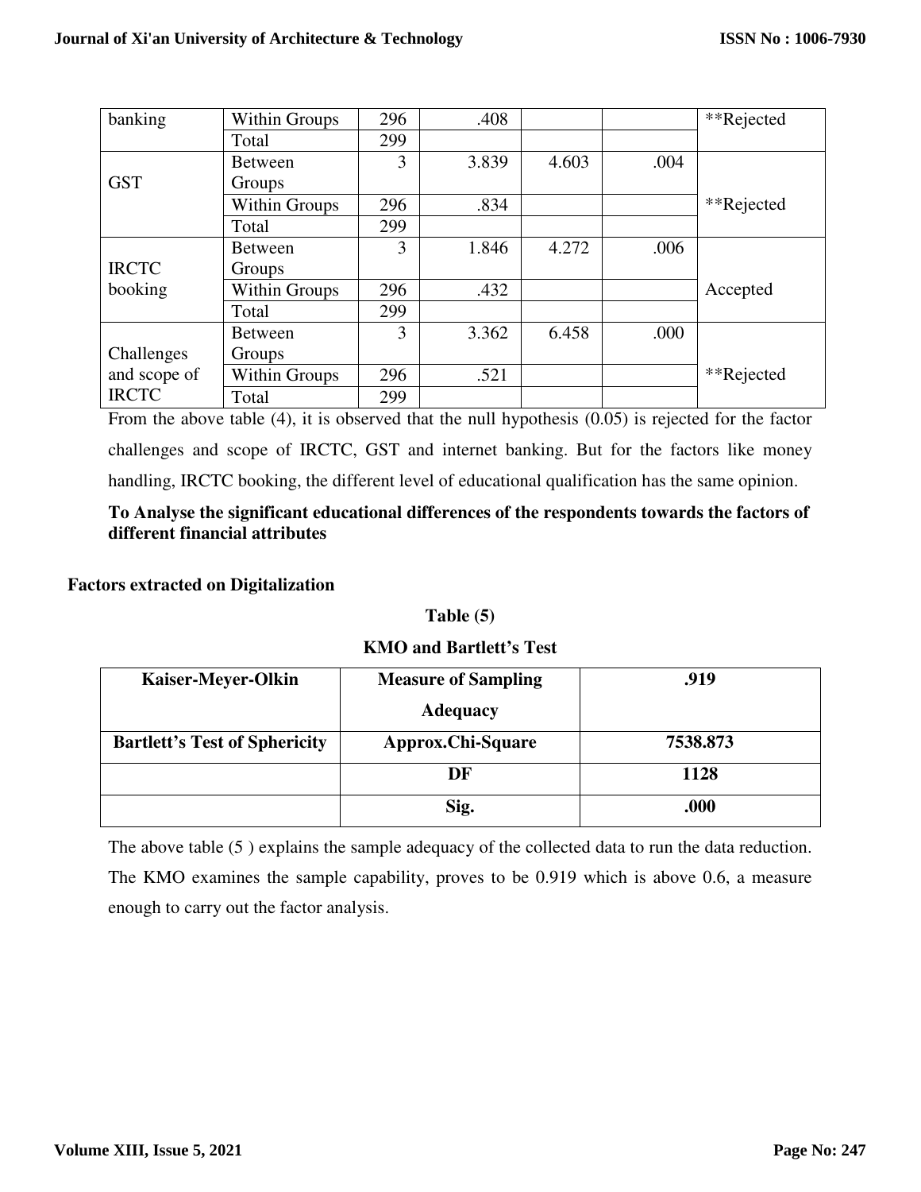| | | | | | | |
|---|---|---|---|---|---|---|
| banking | Within Groups | 296 | .408 | | | **Rejected |
| | Total | 299 | | | | |
| GST | Between Groups | 3 | 3.839 | 4.603 | .004 | **Rejected |
| | Within Groups | 296 | .834 | | | |
| | Total | 299 | | | | |
| IRCTC booking | Between Groups | 3 | 1.846 | 4.272 | .006 | Accepted |
| | Within Groups | 296 | .432 | | | |
| | Total | 299 | | | | |
| Challenges and scope of IRCTC | Between Groups | 3 | 3.362 | 6.458 | .000 | **Rejected |
| | Within Groups | 296 | .521 | | | |
| | Total | 299 | | | | |

From the above table (4), it is observed that the null hypothesis (0.05) is rejected for the factor challenges and scope of IRCTC, GST and internet banking. But for the factors like money handling, IRCTC booking, the different level of educational qualification has the same opinion.

**To Analyse the significant educational differences of the respondents towards the factors of different financial attributes**

**Factors extracted on Digitalization**

**Table (5)**

**KMO and Bartlett's Test**

| Kaiser-Meyer-Olkin | Measure of Sampling Adequacy | .919 |
|---|---|---|
| **Bartlett's Test of Sphericity** | **Approx.Chi-Square** | **7538.873** |
| | **DF** | **1128** |
| | **Sig.** | **.000** |

The above table (5 ) explains the sample adequacy of the collected data to run the data reduction. The KMO examines the sample capability, proves to be 0.919 which is above 0.6, a measure enough to carry out the factor analysis.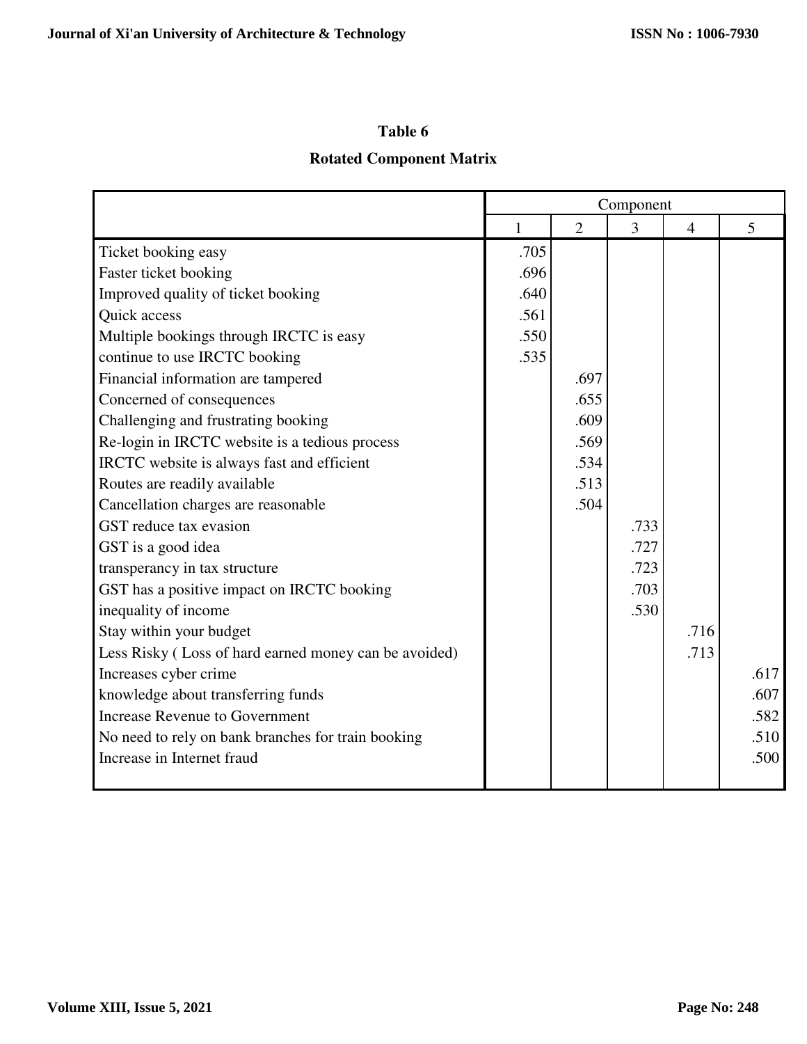**Table 6**

**Rotated Component Matrix**

| | Component | | | | |
|---|---|---|---|---|---|
| | 1 | 2 | 3 | 4 | 5 |
| Ticket booking easy | .705 | | | | |
| Faster ticket booking | .696 | | | | |
| Improved quality of ticket booking | .640 | | | | |
| Quick access | .561 | | | | |
| Multiple bookings through IRCTC is easy | .550 | | | | |
| continue to use IRCTC booking | .535 | | | | |
| Financial information are tampered | | .697 | | | |
| Concerned of consequences | | .655 | | | |
| Challenging and frustrating booking | | .609 | | | |
| Re-login in IRCTC website is a tedious process | | .569 | | | |
| IRCTC website is always fast and efficient | | .534 | | | |
| Routes are readily available | | .513 | | | |
| Cancellation charges are reasonable | | .504 | | | |
| GST reduce tax evasion | | | .733 | | |
| GST is a good idea | | | .727 | | |
| transperancy in tax structure | | | .723 | | |
| GST has a positive impact on IRCTC booking | | | .703 | | |
| inequality of income | | | .530 | | |
| Stay within your budget | | | | .716 | |
| Less Risky ( Loss of hard earned money can be avoided) | | | | .713 | |
| Increases cyber crime | | | | | .617 |
| knowledge about transferring funds | | | | | .607 |
| Increase Revenue to Government | | | | | .582 |
| No need to rely on bank branches for train booking | | | | | .510 |
| Increase in Internet fraud | | | | | .500 |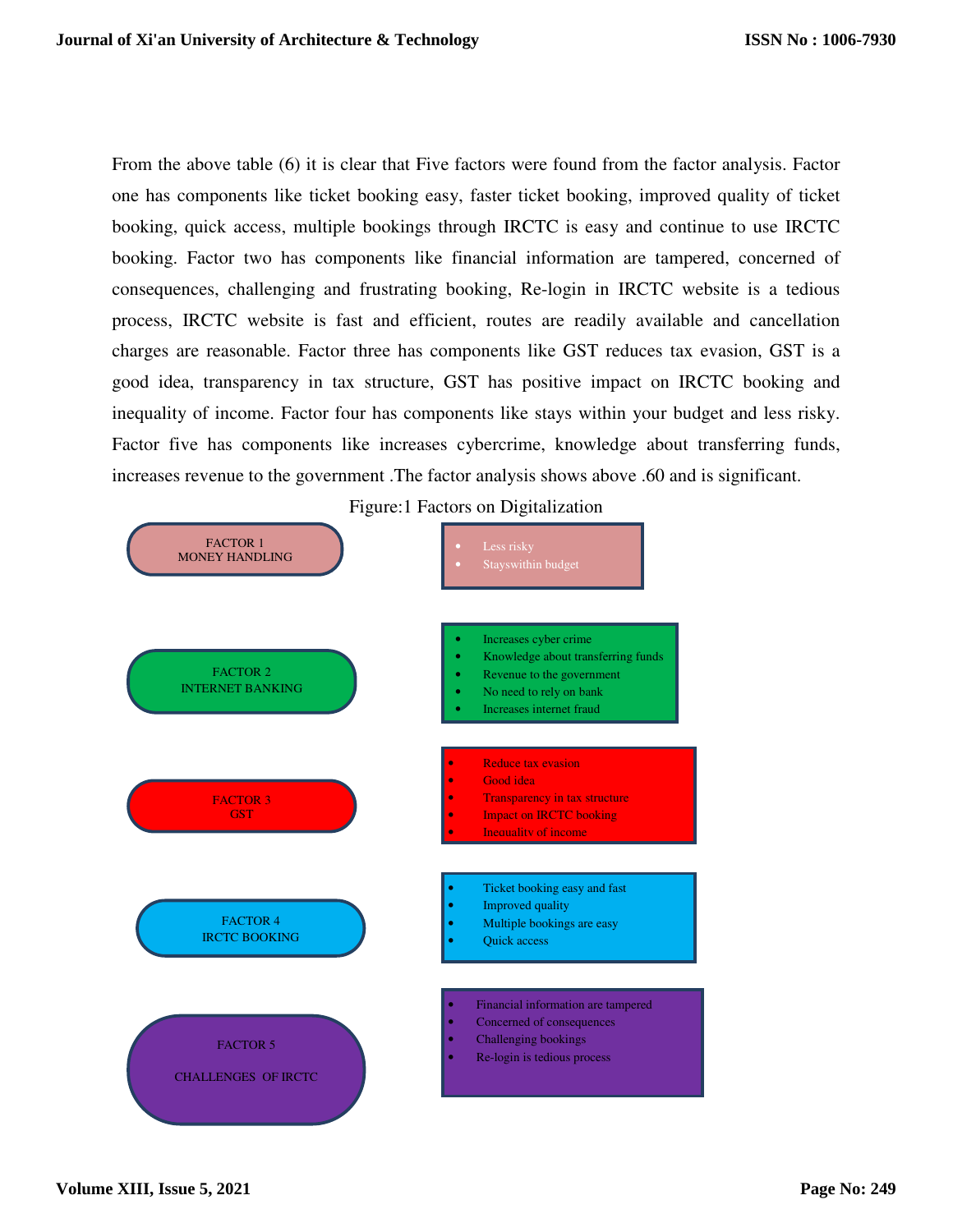From the above table (6) it is clear that Five factors were found from the factor analysis. Factor one has components like ticket booking easy, faster ticket booking, improved quality of ticket booking, quick access, multiple bookings through IRCTC is easy and continue to use IRCTC booking. Factor two has components like financial information are tampered, concerned of consequences, challenging and frustrating booking, Re-login in IRCTC website is a tedious process, IRCTC website is fast and efficient, routes are readily available and cancellation charges are reasonable. Factor three has components like GST reduces tax evasion, GST is a good idea, transparency in tax structure, GST has positive impact on IRCTC booking and inequality of income. Factor four has components like stays within your budget and less risky. Factor five has components like increases cybercrime, knowledge about transferring funds, increases revenue to the government .The factor analysis shows above .60 and is significant.

Figure:1 Factors on Digitalization

FACTOR 1
MONEY HANDLING

- Less risky
- Stayswithin budget

FACTOR 2
INTERNET BANKING

- Increases cyber crime
- Knowledge about transferring funds
- Revenue to the government
- No need to rely on bank
- Increases internet fraud

FACTOR 3
GST

- Reduce tax evasion
- Good idea
- Transparency in tax structure
- Impact on IRCTC booking
- Inequality of income

FACTOR 4
IRCTC BOOKING

- Ticket booking easy and fast
- Improved quality
- Multiple bookings are easy
- Quick access

FACTOR 5
CHALLENGES OF IRCTC

- Financial information are tampered
- Concerned of consequences
- Challenging bookings
- Re-login is tedious process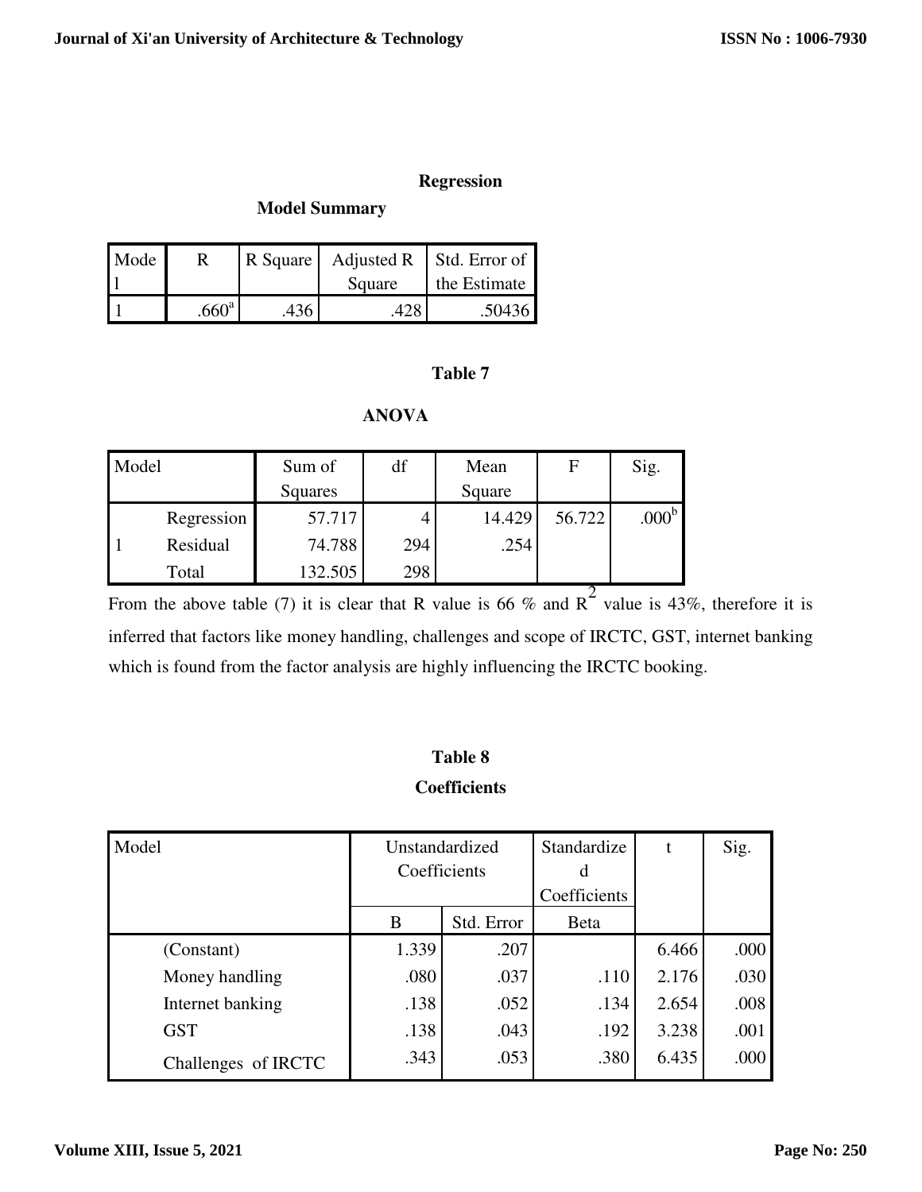**Regression**

**Model Summary**

| Model | R | R Square | Adjusted R Square | Std. Error of the Estimate |
|---|---|---|---|---|
| 1 | .660[a] | .436 | .428 | .50436 |

**Table 7**

**ANOVA**

| Model | | Sum of Squares | df | Mean Square | F | Sig. |
|---|---|---|---|---|---|---|
| 1 | Regression | 57.717 | 4 | 14.429 | 56.722 | .000[b] |
| | Residual | 74.788 | 294 | .254 | | |
| | Total | 132.505 | 298 | | | |

From the above table (7) it is clear that R value is 66 % and $R^2$ value is 43%, therefore it is inferred that factors like money handling, challenges and scope of IRCTC, GST, internet banking which is found from the factor analysis are highly influencing the IRCTC booking.

**Table 8**

**Coefficients**

| Model | Unstandardized Coefficients | | Standardized Coefficients | t | Sig. |
|---|---|---|---|---|---|
| | B | Std. Error | Beta | | |
| (Constant) | 1.339 | .207 | | 6.466 | .000 |
| Money handling | .080 | .037 | .110 | 2.176 | .030 |
| Internet banking | .138 | .052 | .134 | 2.654 | .008 |
| GST | .138 | .043 | .192 | 3.238 | .001 |
| Challenges of IRCTC | .343 | .053 | .380 | 6.435 | .000 |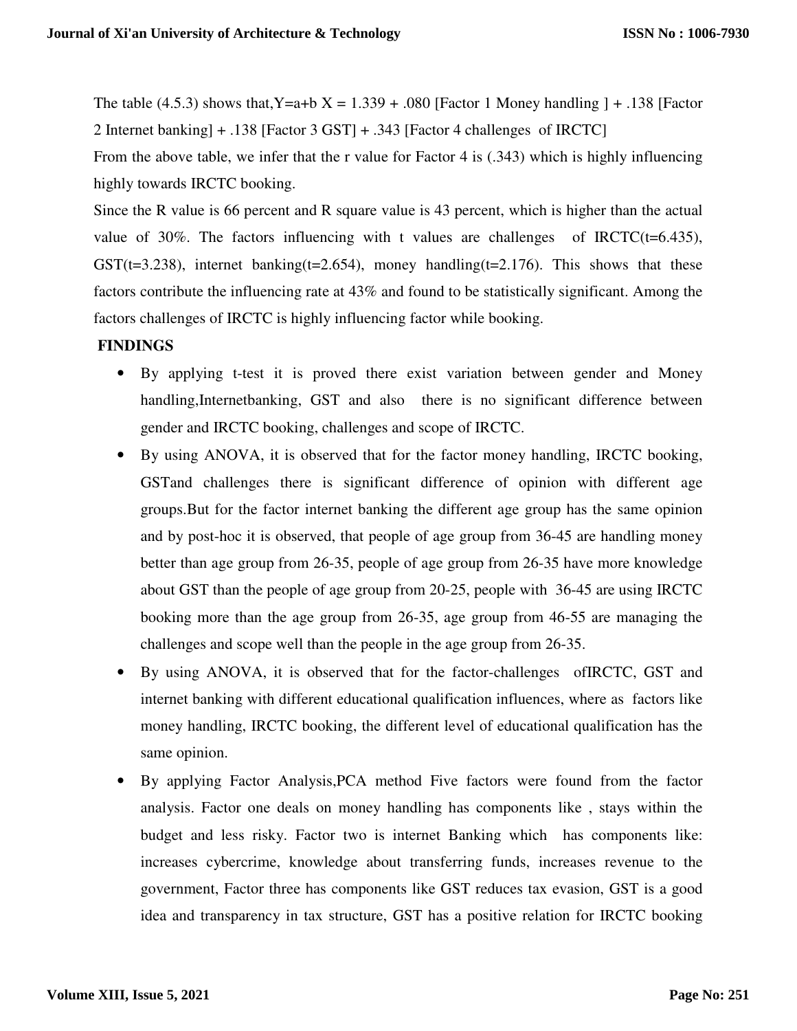The table (4.5.3) shows that, $Y=a+b\ X = 1.339 + .080$ [Factor 1 Money handling ] + .138 [Factor 2 Internet banking] + .138 [Factor 3 GST] + .343 [Factor 4 challenges of IRCTC]

From the above table, we infer that the r value for Factor 4 is (.343) which is highly influencing highly towards IRCTC booking.

Since the R value is 66 percent and R square value is 43 percent, which is higher than the actual value of 30%. The factors influencing with t values are challenges of IRCTC(t=6.435), GST(t=3.238), internet banking(t=2.654), money handling(t=2.176). This shows that these factors contribute the influencing rate at 43% and found to be statistically significant. Among the factors challenges of IRCTC is highly influencing factor while booking.

**FINDINGS**

- By applying t-test it is proved there exist variation between gender and Money handling,Internetbanking, GST and also there is no significant difference between gender and IRCTC booking, challenges and scope of IRCTC.
- By using ANOVA, it is observed that for the factor money handling, IRCTC booking, GSTand challenges there is significant difference of opinion with different age groups.But for the factor internet banking the different age group has the same opinion and by post-hoc it is observed, that people of age group from 36-45 are handling money better than age group from 26-35, people of age group from 26-35 have more knowledge about GST than the people of age group from 20-25, people with 36-45 are using IRCTC booking more than the age group from 26-35, age group from 46-55 are managing the challenges and scope well than the people in the age group from 26-35.
- By using ANOVA, it is observed that for the factor-challenges ofIRCTC, GST and internet banking with different educational qualification influences, where as factors like money handling, IRCTC booking, the different level of educational qualification has the same opinion.
- By applying Factor Analysis,PCA method Five factors were found from the factor analysis. Factor one deals on money handling has components like , stays within the budget and less risky. Factor two is internet Banking which has components like: increases cybercrime, knowledge about transferring funds, increases revenue to the government, Factor three has components like GST reduces tax evasion, GST is a good idea and transparency in tax structure, GST has a positive relation for IRCTC booking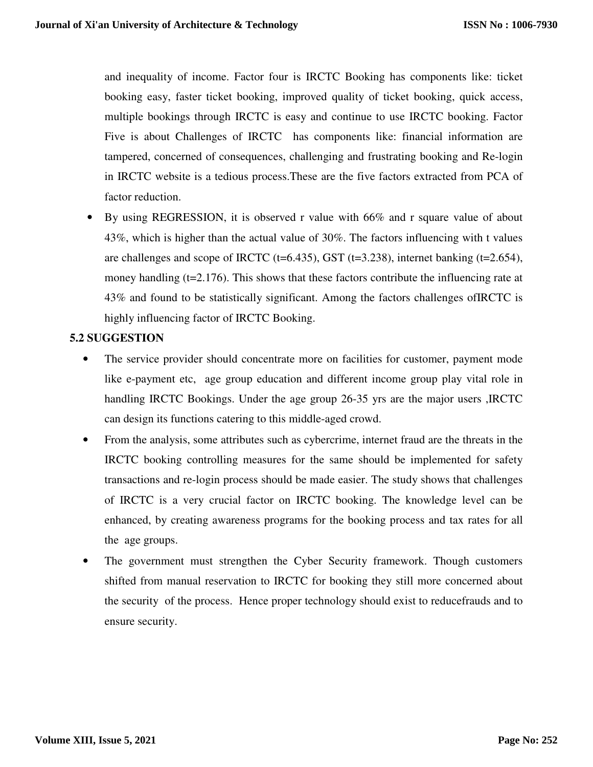and inequality of income. Factor four is IRCTC Booking has components like: ticket booking easy, faster ticket booking, improved quality of ticket booking, quick access, multiple bookings through IRCTC is easy and continue to use IRCTC booking. Factor Five is about Challenges of IRCTC has components like: financial information are tampered, concerned of consequences, challenging and frustrating booking and Re-login in IRCTC website is a tedious process.These are the five factors extracted from PCA of factor reduction.

- By using REGRESSION, it is observed r value with 66% and r square value of about 43%, which is higher than the actual value of 30%. The factors influencing with t values are challenges and scope of IRCTC (t=6.435), GST (t=3.238), internet banking (t=2.654), money handling (t=2.176). This shows that these factors contribute the influencing rate at 43% and found to be statistically significant. Among the factors challenges ofIRCTC is highly influencing factor of IRCTC Booking.

## 5.2 SUGGESTION

- The service provider should concentrate more on facilities for customer, payment mode like e-payment etc, age group education and different income group play vital role in handling IRCTC Bookings. Under the age group 26-35 yrs are the major users ,IRCTC can design its functions catering to this middle-aged crowd.
- From the analysis, some attributes such as cybercrime, internet fraud are the threats in the IRCTC booking controlling measures for the same should be implemented for safety transactions and re-login process should be made easier. The study shows that challenges of IRCTC is a very crucial factor on IRCTC booking. The knowledge level can be enhanced, by creating awareness programs for the booking process and tax rates for all the age groups.
- The government must strengthen the Cyber Security framework. Though customers shifted from manual reservation to IRCTC for booking they still more concerned about the security of the process. Hence proper technology should exist to reducefrauds and to ensure security.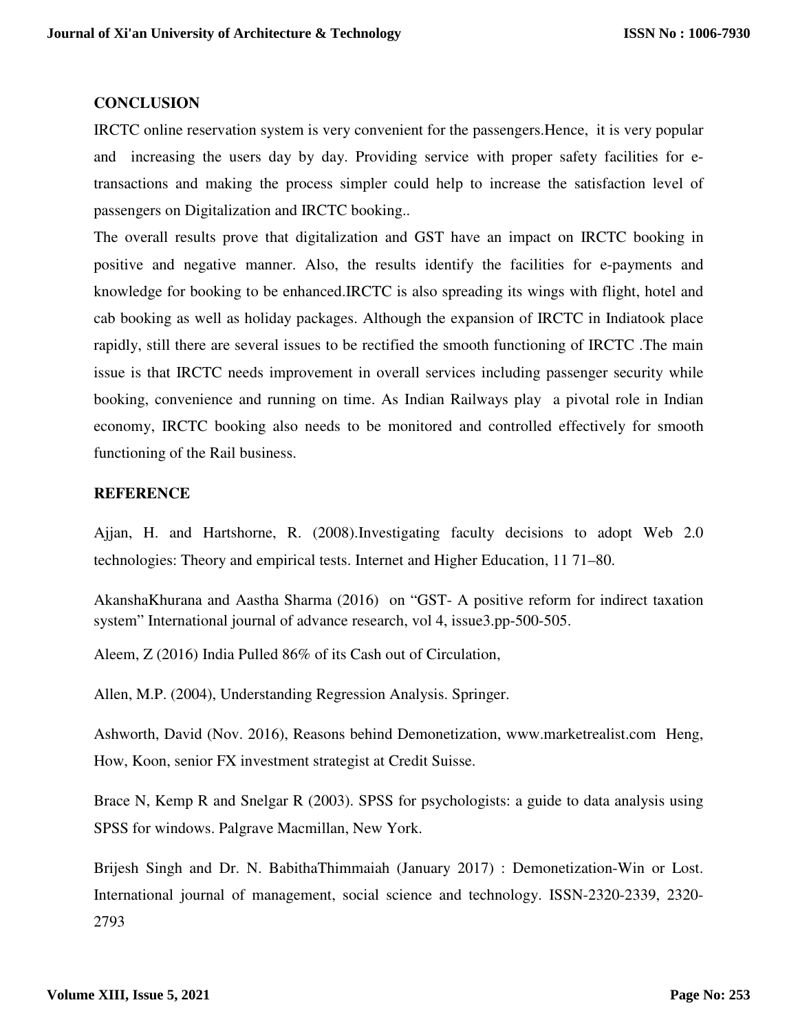## CONCLUSION

IRCTC online reservation system is very convenient for the passengers.Hence, it is very popular and increasing the users day by day. Providing service with proper safety facilities for e-transactions and making the process simpler could help to increase the satisfaction level of passengers on Digitalization and IRCTC booking..

The overall results prove that digitalization and GST have an impact on IRCTC booking in positive and negative manner. Also, the results identify the facilities for e-payments and knowledge for booking to be enhanced.IRCTC is also spreading its wings with flight, hotel and cab booking as well as holiday packages. Although the expansion of IRCTC in Indiatook place rapidly, still there are several issues to be rectified the smooth functioning of IRCTC .The main issue is that IRCTC needs improvement in overall services including passenger security while booking, convenience and running on time. As Indian Railways play a pivotal role in Indian economy, IRCTC booking also needs to be monitored and controlled effectively for smooth functioning of the Rail business.

## REFERENCE

Ajjan, H. and Hartshorne, R. (2008).Investigating faculty decisions to adopt Web 2.0 technologies: Theory and empirical tests. Internet and Higher Education, 11 71–80.

AkanshaKhurana and Aastha Sharma (2016) on "GST- A positive reform for indirect taxation system" International journal of advance research, vol 4, issue3.pp-500-505.

Aleem, Z (2016) India Pulled 86% of its Cash out of Circulation,

Allen, M.P. (2004), Understanding Regression Analysis. Springer.

Ashworth, David (Nov. 2016), Reasons behind Demonetization, www.marketrealist.com Heng, How, Koon, senior FX investment strategist at Credit Suisse.

Brace N, Kemp R and Snelgar R (2003). SPSS for psychologists: a guide to data analysis using SPSS for windows. Palgrave Macmillan, New York.

Brijesh Singh and Dr. N. BabithaThimmaiah (January 2017) : Demonetization-Win or Lost. International journal of management, social science and technology. ISSN-2320-2339, 2320-2793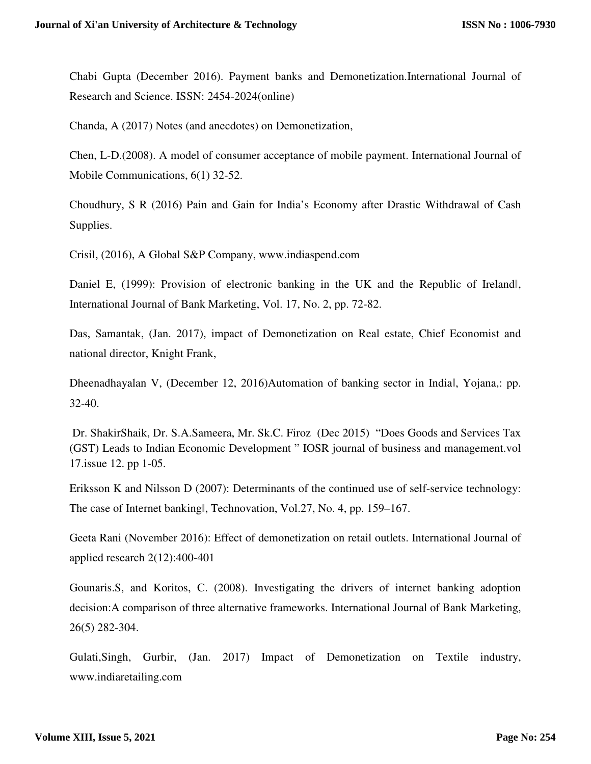Chabi Gupta (December 2016). Payment banks and Demonetization.International Journal of Research and Science. ISSN: 2454-2024(online)

Chanda, A (2017) Notes (and anecdotes) on Demonetization,

Chen, L-D.(2008). A model of consumer acceptance of mobile payment. International Journal of Mobile Communications, 6(1) 32-52.

Choudhury, S R (2016) Pain and Gain for India's Economy after Drastic Withdrawal of Cash Supplies.

Crisil, (2016), A Global S&P Company, www.indiaspend.com

Daniel E, (1999): Provision of electronic banking in the UK and the Republic of Ireland‖, International Journal of Bank Marketing, Vol. 17, No. 2, pp. 72-82.

Das, Samantak, (Jan. 2017), impact of Demonetization on Real estate, Chief Economist and national director, Knight Frank,

Dheenadhayalan V, (December 12, 2016)Automation of banking sector in India‖, Yojana,: pp. 32-40.

Dr. ShakirShaik, Dr. S.A.Sameera, Mr. Sk.C. Firoz (Dec 2015) "Does Goods and Services Tax (GST) Leads to Indian Economic Development " IOSR journal of business and management.vol 17.issue 12. pp 1-05.

Eriksson K and Nilsson D (2007): Determinants of the continued use of self-service technology: The case of Internet banking‖, Technovation, Vol.27, No. 4, pp. 159–167.

Geeta Rani (November 2016): Effect of demonetization on retail outlets. International Journal of applied research 2(12):400-401

Gounaris.S, and Koritos, C. (2008). Investigating the drivers of internet banking adoption decision:A comparison of three alternative frameworks. International Journal of Bank Marketing, 26(5) 282-304.

Gulati,Singh, Gurbir, (Jan. 2017) Impact of Demonetization on Textile industry, www.indiaretailing.com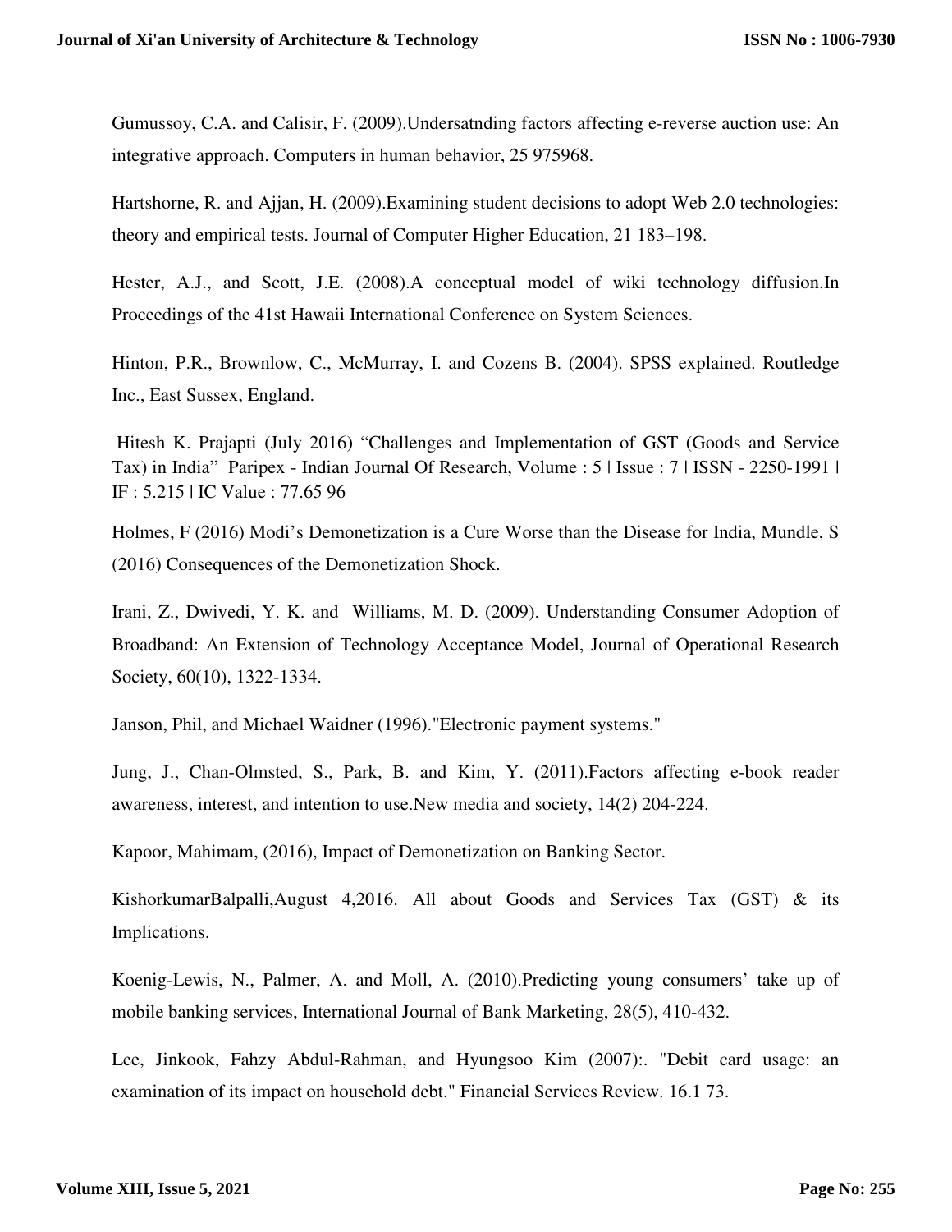Gumussoy, C.A. and Calisir, F. (2009).Undersatnding factors affecting e-reverse auction use: An integrative approach. Computers in human behavior, 25 975968.

Hartshorne, R. and Ajjan, H. (2009).Examining student decisions to adopt Web 2.0 technologies: theory and empirical tests. Journal of Computer Higher Education, 21 183–198.

Hester, A.J., and Scott, J.E. (2008).A conceptual model of wiki technology diffusion.In Proceedings of the 41st Hawaii International Conference on System Sciences.

Hinton, P.R., Brownlow, C., McMurray, I. and Cozens B. (2004). SPSS explained. Routledge Inc., East Sussex, England.

Hitesh K. Prajapti (July 2016) "Challenges and Implementation of GST (Goods and Service Tax) in India" Paripex - Indian Journal Of Research, Volume : 5 | Issue : 7 | ISSN - 2250-1991 | IF : 5.215 | IC Value : 77.65 96

Holmes, F (2016) Modi's Demonetization is a Cure Worse than the Disease for India, Mundle, S (2016) Consequences of the Demonetization Shock.

Irani, Z., Dwivedi, Y. K. and Williams, M. D. (2009). Understanding Consumer Adoption of Broadband: An Extension of Technology Acceptance Model, Journal of Operational Research Society, 60(10), 1322-1334.

Janson, Phil, and Michael Waidner (1996)."Electronic payment systems."

Jung, J., Chan-Olmsted, S., Park, B. and Kim, Y. (2011).Factors affecting e-book reader awareness, interest, and intention to use.New media and society, 14(2) 204-224.

Kapoor, Mahimam, (2016), Impact of Demonetization on Banking Sector.

KishorkumarBalpalli,August 4,2016. All about Goods and Services Tax (GST) & its Implications.

Koenig-Lewis, N., Palmer, A. and Moll, A. (2010).Predicting young consumers' take up of mobile banking services, International Journal of Bank Marketing, 28(5), 410-432.

Lee, Jinkook, Fahzy Abdul-Rahman, and Hyungsoo Kim (2007):. "Debit card usage: an examination of its impact on household debt." Financial Services Review. 16.1 73.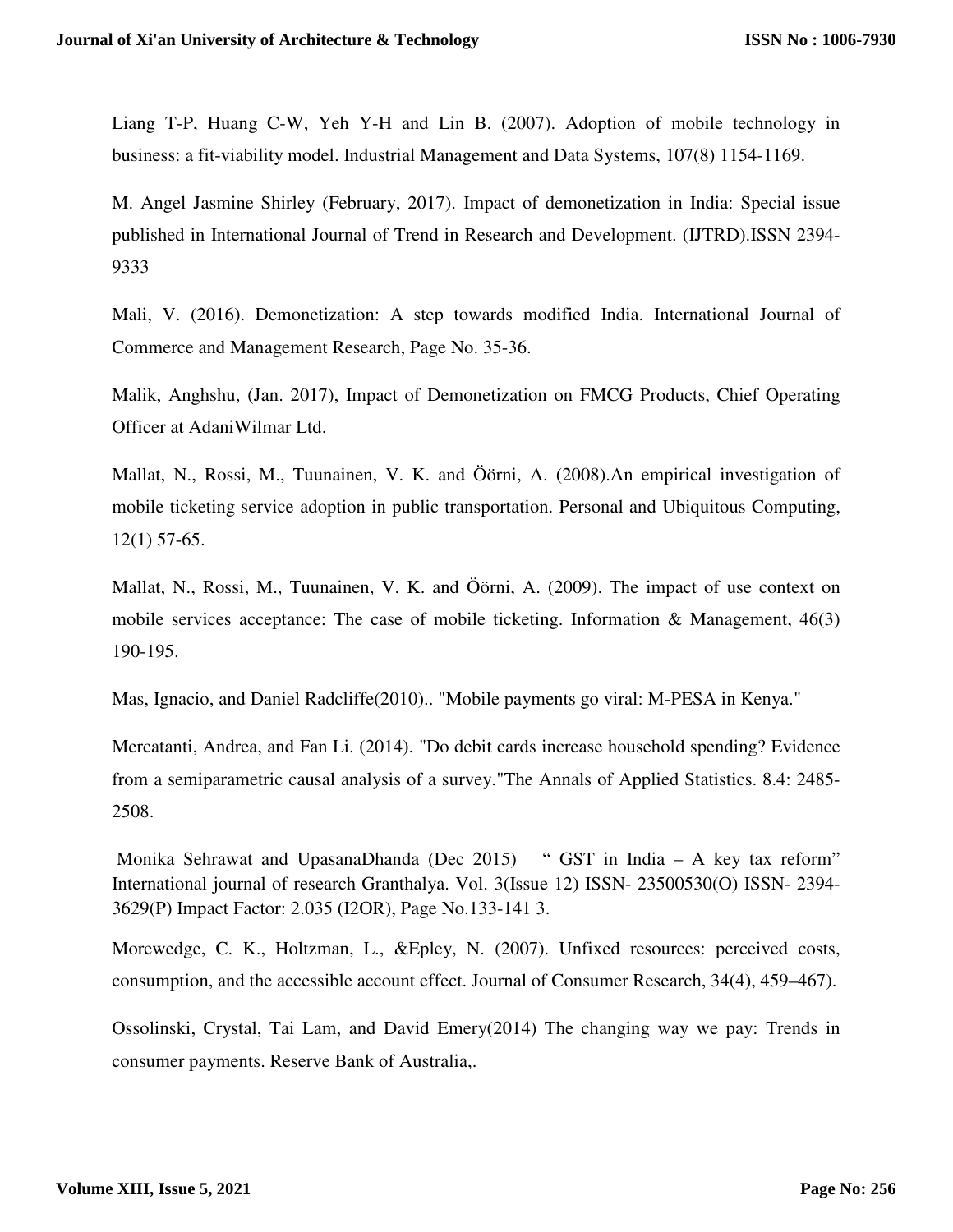Liang T-P, Huang C-W, Yeh Y-H and Lin B. (2007). Adoption of mobile technology in business: a fit-viability model. Industrial Management and Data Systems, 107(8) 1154-1169.

M. Angel Jasmine Shirley (February, 2017). Impact of demonetization in India: Special issue published in International Journal of Trend in Research and Development. (IJTRD).ISSN 2394-9333

Mali, V. (2016). Demonetization: A step towards modified India. International Journal of Commerce and Management Research, Page No. 35-36.

Malik, Anghshu, (Jan. 2017), Impact of Demonetization on FMCG Products, Chief Operating Officer at AdaniWilmar Ltd.

Mallat, N., Rossi, M., Tuunainen, V. K. and Öörni, A. (2008).An empirical investigation of mobile ticketing service adoption in public transportation. Personal and Ubiquitous Computing, 12(1) 57-65.

Mallat, N., Rossi, M., Tuunainen, V. K. and Öörni, A. (2009). The impact of use context on mobile services acceptance: The case of mobile ticketing. Information & Management, 46(3) 190-195.

Mas, Ignacio, and Daniel Radcliffe(2010).. "Mobile payments go viral: M-PESA in Kenya."

Mercatanti, Andrea, and Fan Li. (2014). "Do debit cards increase household spending? Evidence from a semiparametric causal analysis of a survey."The Annals of Applied Statistics. 8.4: 2485-2508.

Monika Sehrawat and UpasanaDhanda (Dec 2015) " GST in India – A key tax reform" International journal of research Granthalya. Vol. 3(Issue 12) ISSN- 23500530(O) ISSN- 2394-3629(P) Impact Factor: 2.035 (I2OR), Page No.133-141 3.

Morewedge, C. K., Holtzman, L., &Epley, N. (2007). Unfixed resources: perceived costs, consumption, and the accessible account effect. Journal of Consumer Research, 34(4), 459–467).

Ossolinski, Crystal, Tai Lam, and David Emery(2014) The changing way we pay: Trends in consumer payments. Reserve Bank of Australia,.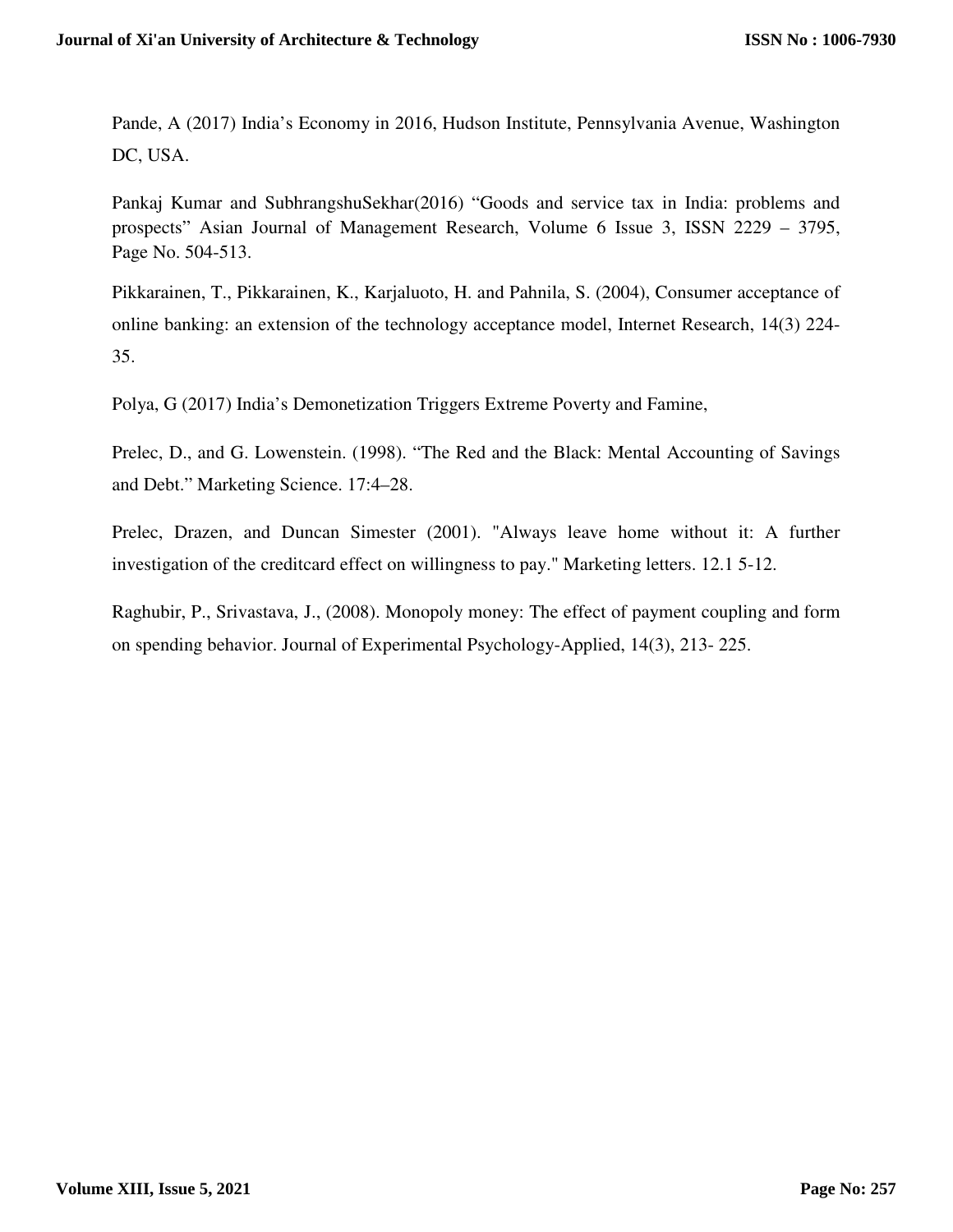Pande, A (2017) India’s Economy in 2016, Hudson Institute, Pennsylvania Avenue, Washington DC, USA.

Pankaj Kumar and SubhrangshuSekhar(2016) “Goods and service tax in India: problems and prospects” Asian Journal of Management Research, Volume 6 Issue 3, ISSN 2229 – 3795, Page No. 504-513.

Pikkarainen, T., Pikkarainen, K., Karjaluoto, H. and Pahnila, S. (2004), Consumer acceptance of online banking: an extension of the technology acceptance model, Internet Research, 14(3) 224-35.

Polya, G (2017) India’s Demonetization Triggers Extreme Poverty and Famine,

Prelec, D., and G. Lowenstein. (1998). “The Red and the Black: Mental Accounting of Savings and Debt.” Marketing Science. 17:4–28.

Prelec, Drazen, and Duncan Simester (2001). "Always leave home without it: A further investigation of the creditcard effect on willingness to pay." Marketing letters. 12.1 5-12.

Raghubir, P., Srivastava, J., (2008). Monopoly money: The effect of payment coupling and form on spending behavior. Journal of Experimental Psychology-Applied, 14(3), 213- 225.